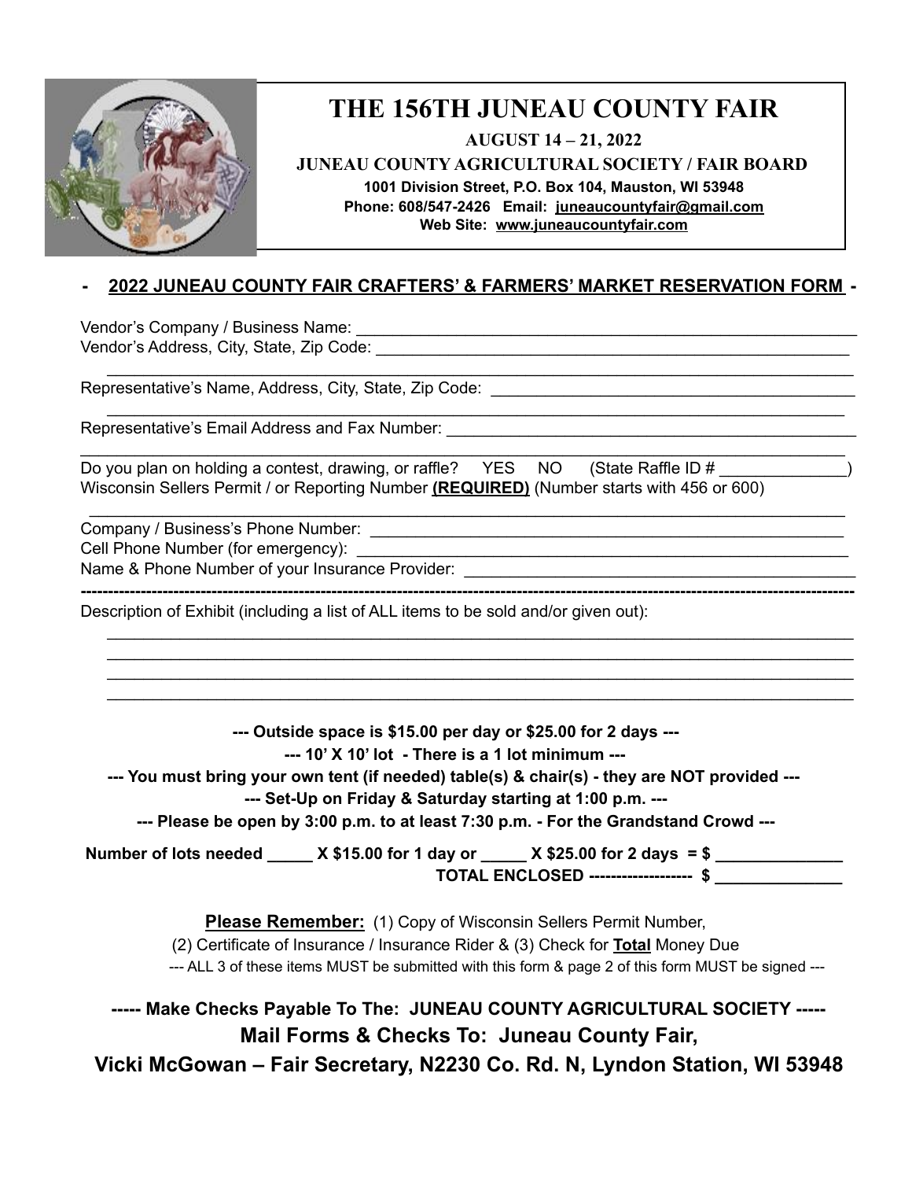# THE 156TH JUNEAU COUNTY FAIR

**AUGUST 14 – 21, 2022**

**JUNEAU COUNTY AGRICULTURAL SOCIETY / FAIR BOARD**

**1001 Division Street, P.O. Box 104, Mauston, WI 53948**

**Phone: 608/547-2426 Email: juneaucountyfair@gmail.com**

**Web Site: www.juneaucountyfair.com**

## - 2022 JUNEAU COUNTY FAIR CRAFTERS' & FARMERS' MARKET RESERVATION FORM -

Vendor's Company / Business Name: ____________________________________________

Vendor's Address, City, State, Zip Code: ____________________________________________

____________________________________________

Representative's Name, Address, City, State, Zip Code: ____________________________________________

____________________________________________

Representative's Email Address and Fax Number: ____________________________________________

____________________________________________

Do you plan on holding a contest, drawing, or raffle? YES NO (State Raffle ID # ______________)

Wisconsin Sellers Permit / or Reporting Number **(REQUIRED)** (Number starts with 456 or 600)

____________________________________________

Company / Business's Phone Number: ____________________________________________

Cell Phone Number (for emergency): ____________________________________________

Name & Phone Number of your Insurance Provider: ____________________________________________

---

Description of Exhibit (including a list of ALL items to be sold and/or given out):

____________________________________________

____________________________________________

____________________________________________

____________________________________________

**--- Outside space is $15.00 per day or $25.00 for 2 days ---**

**--- 10' X 10' lot - There is a 1 lot minimum ---**

**--- You must bring your own tent (if needed) table(s) & chair(s) - they are NOT provided ---**

**--- Set-Up on Friday & Saturday starting at 1:00 p.m. ---**

**--- Please be open by 3:00 p.m. to at least 7:30 p.m. - For the Grandstand Crowd ---**

**Number of lots needed _____ X $15.00 for 1 day or _____ X $25.00 for 2 days = $ ______________**

**TOTAL ENCLOSED ------------------- $ ______________**

**Please Remember:** (1) Copy of Wisconsin Sellers Permit Number,
(2) Certificate of Insurance / Insurance Rider & (3) Check for **Total** Money Due

--- ALL 3 of these items MUST be submitted with this form & page 2 of this form MUST be signed ---

**----- Make Checks Payable To The: JUNEAU COUNTY AGRICULTURAL SOCIETY -----**

**Mail Forms & Checks To: Juneau County Fair,**

**Vicki McGowan – Fair Secretary, N2230 Co. Rd. N, Lyndon Station, WI 53948**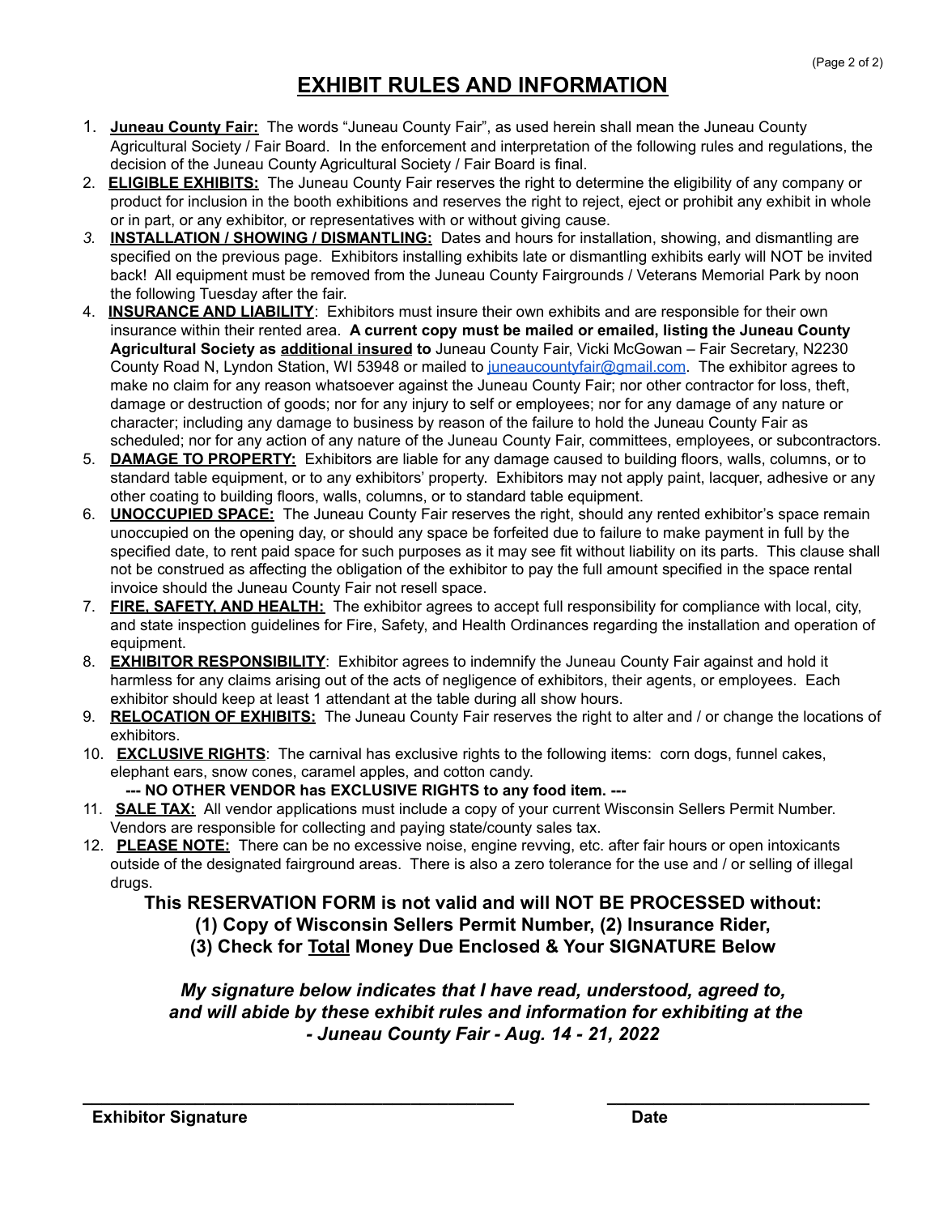# EXHIBIT RULES AND INFORMATION

1. **Juneau County Fair:** The words "Juneau County Fair", as used herein shall mean the Juneau County Agricultural Society / Fair Board. In the enforcement and interpretation of the following rules and regulations, the decision of the Juneau County Agricultural Society / Fair Board is final.
2. **ELIGIBLE EXHIBITS:** The Juneau County Fair reserves the right to determine the eligibility of any company or product for inclusion in the booth exhibitions and reserves the right to reject, eject or prohibit any exhibit in whole or in part, or any exhibitor, or representatives with or without giving cause.
3. **INSTALLATION / SHOWING / DISMANTLING:** Dates and hours for installation, showing, and dismantling are specified on the previous page. Exhibitors installing exhibits late or dismantling exhibits early will NOT be invited back! All equipment must be removed from the Juneau County Fairgrounds / Veterans Memorial Park by noon the following Tuesday after the fair.
4. **INSURANCE AND LIABILITY**: Exhibitors must insure their own exhibits and are responsible for their own insurance within their rented area. **A current copy must be mailed or emailed, listing the Juneau County Agricultural Society as additional insured to** Juneau County Fair, Vicki McGowan – Fair Secretary, N2230 County Road N, Lyndon Station, WI 53948 or mailed to juneaucountyfair@gmail.com. The exhibitor agrees to make no claim for any reason whatsoever against the Juneau County Fair; nor other contractor for loss, theft, damage or destruction of goods; nor for any injury to self or employees; nor for any damage of any nature or character; including any damage to business by reason of the failure to hold the Juneau County Fair as scheduled; nor for any action of any nature of the Juneau County Fair, committees, employees, or subcontractors.
5. **DAMAGE TO PROPERTY:** Exhibitors are liable for any damage caused to building floors, walls, columns, or to standard table equipment, or to any exhibitors' property. Exhibitors may not apply paint, lacquer, adhesive or any other coating to building floors, walls, columns, or to standard table equipment.
6. **UNOCCUPIED SPACE:** The Juneau County Fair reserves the right, should any rented exhibitor's space remain unoccupied on the opening day, or should any space be forfeited due to failure to make payment in full by the specified date, to rent paid space for such purposes as it may see fit without liability on its parts. This clause shall not be construed as affecting the obligation of the exhibitor to pay the full amount specified in the space rental invoice should the Juneau County Fair not resell space.
7. **FIRE, SAFETY, AND HEALTH:** The exhibitor agrees to accept full responsibility for compliance with local, city, and state inspection guidelines for Fire, Safety, and Health Ordinances regarding the installation and operation of equipment.
8. **EXHIBITOR RESPONSIBILITY**: Exhibitor agrees to indemnify the Juneau County Fair against and hold it harmless for any claims arising out of the acts of negligence of exhibitors, their agents, or employees. Each exhibitor should keep at least 1 attendant at the table during all show hours.
9. **RELOCATION OF EXHIBITS:** The Juneau County Fair reserves the right to alter and / or change the locations of exhibitors.
10. **EXCLUSIVE RIGHTS**: The carnival has exclusive rights to the following items: corn dogs, funnel cakes, elephant ears, snow cones, caramel apples, and cotton candy.
    **--- NO OTHER VENDOR has EXCLUSIVE RIGHTS to any food item. ---**
11. **SALE TAX:** All vendor applications must include a copy of your current Wisconsin Sellers Permit Number. Vendors are responsible for collecting and paying state/county sales tax.
12. **PLEASE NOTE:** There can be no excessive noise, engine revving, etc. after fair hours or open intoxicants outside of the designated fairground areas. There is also a zero tolerance for the use and / or selling of illegal drugs.

**This RESERVATION FORM is not valid and will NOT BE PROCESSED without:
(1) Copy of Wisconsin Sellers Permit Number, (2) Insurance Rider,
(3) Check for Total Money Due Enclosed & Your SIGNATURE Below**

***My signature below indicates that I have read, understood, agreed to, and will abide by these exhibit rules and information for exhibiting at the - Juneau County Fair - Aug. 14 - 21, 2022***

______________________________ ______________________

**Exhibitor Signature** **Date**